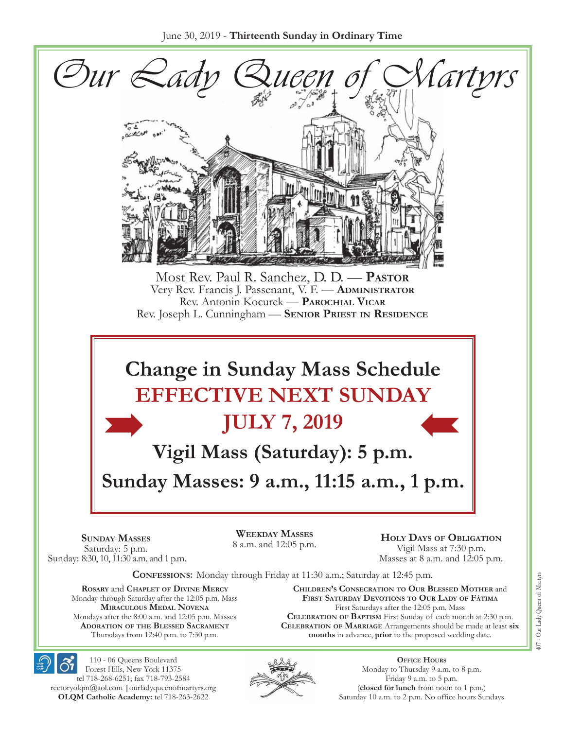June 30, 2019 - **Thirteenth Sunday in Ordinary Time**

# Our Lady Queen of Martyrs

Most Rev. Paul R. Sanchez, D. D. — **Pastor**
Very Rev. Francis J. Passenant, V. F. — **Administrator**
Rev. Antonin Kocurek — **Parochial Vicar**
Rev. Joseph L. Cunningham — **Senior Priest in Residence**

## Change in Sunday Mass Schedule

## EFFECTIVE NEXT SUNDAY

## JULY 7, 2019

**Vigil Mass (Saturday): 5 p.m.**

**Sunday Masses: 9 a.m., 11:15 a.m., 1 p.m.**

**Sunday Masses**
Saturday: 5 p.m.
Sunday: 8:30, 10, 11:30 a.m. and 1 p.m.

**Weekday Masses**
8 a.m. and 12:05 p.m.

**Holy Days of Obligation**
Vigil Mass at 7:30 p.m.
Masses at 8 a.m. and 12:05 p.m.

**Confessions:** Monday through Friday at 11:30 a.m.; Saturday at 12:45 p.m.

**Rosary** and **Chaplet of Divine Mercy**
Monday through Saturday after the 12:05 p.m. Mass

**Miraculous Medal Novena**
Mondays after the 8:00 a.m. and 12:05 p.m. Masses

**Adoration of the Blessed Sacrament**
Thursdays from 12:40 p.m. to 7:30 p.m.

**Children's Consecration to Our Blessed Mother** and **First Saturday Devotions to Our Lady of Fátima**
First Saturdays after the 12:05 p.m. Mass

**Celebration of Baptism** First Sunday of each month at 2:30 p.m.

**Celebration of Marriage** Arrangements should be made at least **six months** in advance, **prior** to the proposed wedding date.

110 - 06 Queens Boulevard
Forest Hills, New York 11375
tel 718-268-6251; fax 718-793-2584
rectoryolqm@aol.com | ourladyqueenofmartyrs.org
**OLQM Catholic Academy:** tel 718-263-2622

**Office Hours**
Monday to Thursday 9 a.m. to 8 p.m.
Friday 9 a.m. to 5 p.m.
(**closed for lunch** from noon to 1 p.m.)
Saturday 10 a.m. to 2 p.m. No office hours Sundays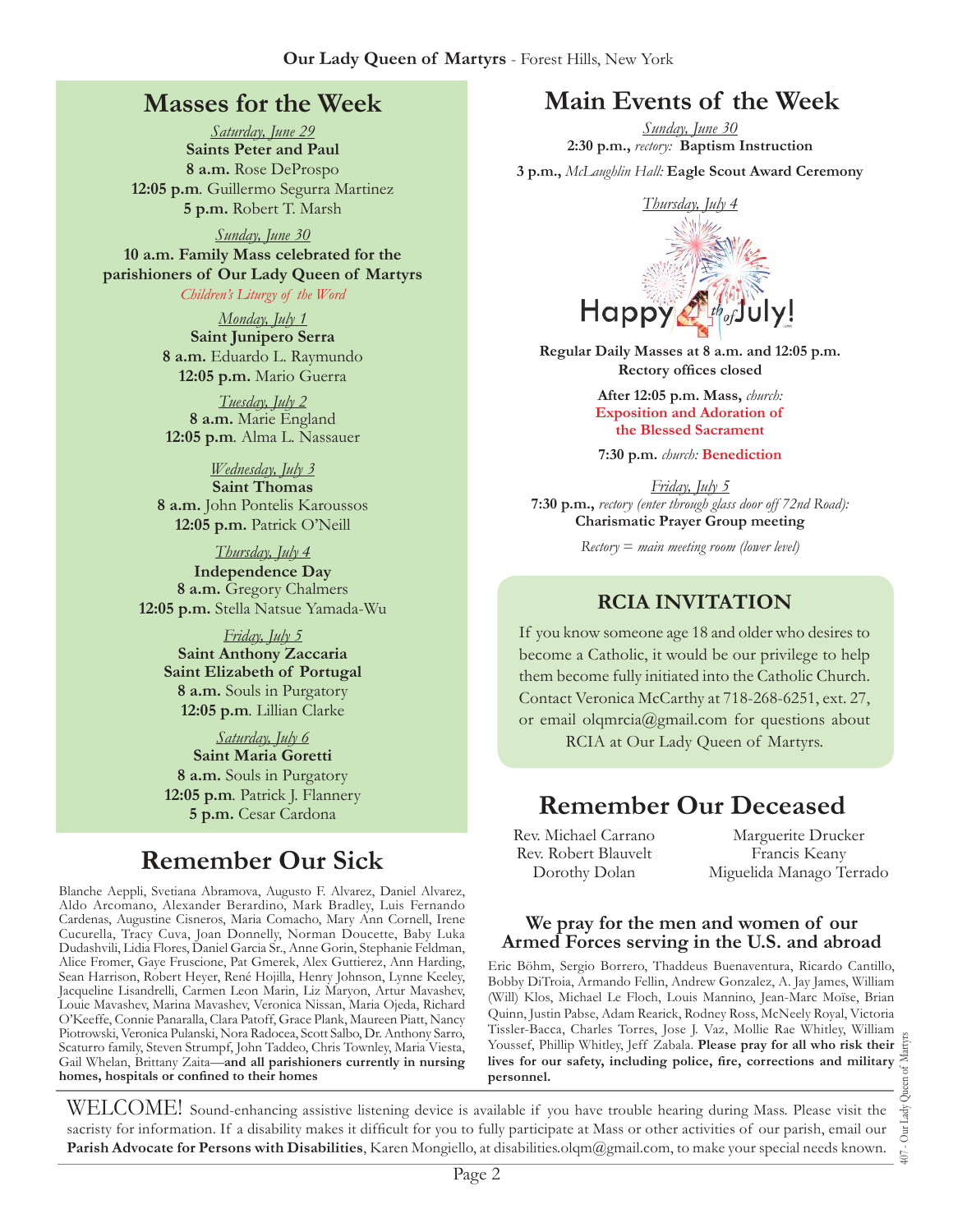## Masses for the Week

*Saturday, June 29*
**Saints Peter and Paul**
**8 a.m.** Rose DeProspo
**12:05 p.m**. Guillermo Segurra Martinez
**5 p.m.** Robert T. Marsh

*Sunday, June 30*
**10 a.m. Family Mass celebrated for the parishioners of Our Lady Queen of Martyrs**
*Children's Liturgy of the Word*

*Monday, July 1*
**Saint Junipero Serra**
**8 a.m.** Eduardo L. Raymundo
**12:05 p.m.** Mario Guerra

*Tuesday, July 2*
**8 a.m.** Marie England
**12:05 p.m**. Alma L. Nassauer

*Wednesday, July 3*
**Saint Thomas**
**8 a.m.** John Pontelis Karoussos
**12:05 p.m.** Patrick O'Neill

*Thursday, July 4*
**Independence Day**
**8 a.m.** Gregory Chalmers
**12:05 p.m.** Stella Natsue Yamada-Wu

*Friday, July 5*
**Saint Anthony Zaccaria**
**Saint Elizabeth of Portugal**
**8 a.m.** Souls in Purgatory
**12:05 p.m**. Lillian Clarke

*Saturday, July 6*
**Saint Maria Goretti**
**8 a.m.** Souls in Purgatory
**12:05 p.m**. Patrick J. Flannery
**5 p.m.** Cesar Cardona

## Remember Our Sick

Blanche Aeppli, Svetiana Abramova, Augusto F. Alvarez, Daniel Alvarez, Aldo Arcomano, Alexander Berardino, Mark Bradley, Luis Fernando Cardenas, Augustine Cisneros, Maria Comacho, Mary Ann Cornell, Irene Cucurella, Tracy Cuva, Joan Donnelly, Norman Doucette, Baby Luka Dudashvili, Lidia Flores, Daniel Garcia Sr., Anne Gorin, Stephanie Feldman, Alice Fromer, Gaye Fruscione, Pat Gmerek, Alex Guttierez, Ann Harding, Sean Harrison, Robert Heyer, René Hojilla, Henry Johnson, Lynne Keeley, Jacqueline Lisandrelli, Carmen Leon Marin, Liz Maryon, Artur Mavashev, Louie Mavashev, Marina Mavashev, Veronica Nissan, Maria Ojeda, Richard O'Keeffe, Connie Panaralla, Clara Patoff, Grace Plank, Maureen Piatt, Nancy Piotrowski, Veronica Pulanski, Nora Radocea, Scott Salbo, Dr. Anthony Sarro, Scaturro family, Steven Strumpf, John Taddeo, Chris Townley, Maria Viesta, Gail Whelan, Brittany Zaita—**and all parishioners currently in nursing homes, hospitals or confined to their homes**

## Main Events of the Week

*Sunday, June 30*
**2:30 p.m.,** *rectory:* **Baptism Instruction**
**3 p.m.,** *McLaughlin Hall:* **Eagle Scout Award Ceremony**

*Thursday, July 4*

Happy 4th of July!

**Regular Daily Masses at 8 a.m. and 12:05 p.m.**
**Rectory offices closed**

**After 12:05 p.m. Mass,** *church:* **Exposition and Adoration of the Blessed Sacrament**

**7:30 p.m.** *church:* **Benediction**

*Friday, July 5*
**7:30 p.m.,** *rectory (enter through glass door off 72nd Road):* **Charismatic Prayer Group meeting**

*Rectory = main meeting room (lower level)*

### RCIA INVITATION

If you know someone age 18 and older who desires to become a Catholic, it would be our privilege to help them become fully initiated into the Catholic Church. Contact Veronica McCarthy at 718-268-6251, ext. 27, or email olqmrcia@gmail.com for questions about RCIA at Our Lady Queen of Martyrs.

## Remember Our Deceased

Rev. Michael Carrano
Rev. Robert Blauvelt
Dorothy Dolan
Marguerite Drucker
Francis Keany
Miguelida Manago Terrado

### We pray for the men and women of our Armed Forces serving in the U.S. and abroad

Eric Böhm, Sergio Borrero, Thaddeus Buenaventura, Ricardo Cantillo, Bobby DiTroia, Armando Fellin, Andrew Gonzalez, A. Jay James, William (Will) Klos, Michael Le Floch, Louis Mannino, Jean-Marc Moïse, Brian Quinn, Justin Pabse, Adam Rearick, Rodney Ross, McNeely Royal, Victoria Tissler-Bacca, Charles Torres, Jose J. Vaz, Mollie Rae Whitley, William Youssef, Phillip Whitley, Jeff Zabala. **Please pray for all who risk their lives for our safety, including police, fire, corrections and military personnel.**

WELCOME! Sound-enhancing assistive listening device is available if you have trouble hearing during Mass. Please visit the sacristy for information. If a disability makes it difficult for you to fully participate at Mass or other activities of our parish, email our **Parish Advocate for Persons with Disabilities**, Karen Mongiello, at disabilities.olqm@gmail.com, to make your special needs known.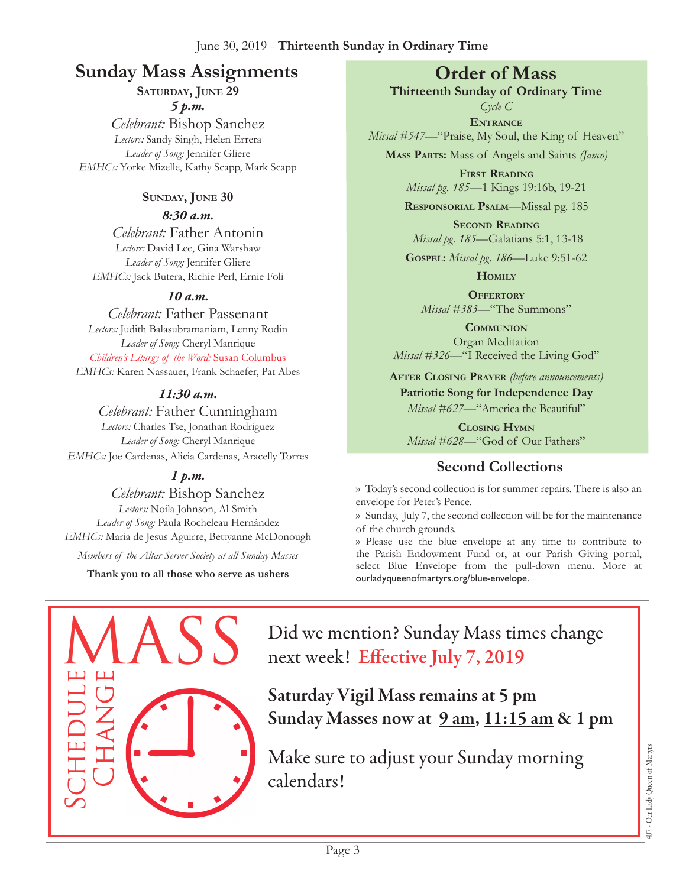June 30, 2019 - **Thirteenth Sunday in Ordinary Time**

## Sunday Mass Assignments

**Saturday, June 29**

***5 p.m.***

*Celebrant:* Bishop Sanchez
*Lectors:* Sandy Singh, Helen Errera
*Leader of Song:* Jennifer Gliere
*EMHCs:* Yorke Mizelle, Kathy Scapp, Mark Scapp

**Sunday, June 30**

***8:30 a.m.***

*Celebrant:* Father Antonin
*Lectors:* David Lee, Gina Warshaw
*Leader of Song:* Jennifer Gliere
*EMHCs:* Jack Butera, Richie Perl, Ernie Foli

***10 a.m.***

*Celebrant:* Father Passenant
*Lectors:* Judith Balasubramaniam, Lenny Rodin
*Leader of Song:* Cheryl Manrique
*Children's Liturgy of the Word:* Susan Columbus
*EMHCs:* Karen Nassauer, Frank Schaefer, Pat Abes

***11:30 a.m.***

*Celebrant:* Father Cunningham
*Lectors:* Charles Tse, Jonathan Rodriguez
*Leader of Song:* Cheryl Manrique
*EMHCs:* Joe Cardenas, Alicia Cardenas, Aracelly Torres

***1 p.m.***

*Celebrant:* Bishop Sanchez
*Lectors:* Noila Johnson, Al Smith
*Leader of Song:* Paula Rocheleau Hernández
*EMHCs:* Maria de Jesus Aguirre, Bettyanne McDonough

*Members of the Altar Server Society at all Sunday Masses*

**Thank you to all those who serve as ushers**

## Order of Mass

**Thirteenth Sunday of Ordinary Time**

*Cycle C*

**Entrance**
*Missal #547*—"Praise, My Soul, the King of Heaven"

**Mass Parts:** Mass of Angels and Saints *(Janco)*

**First Reading**
*Missal pg. 185*—1 Kings 19:16b, 19-21

**Responsorial Psalm**—Missal pg. 185

**Second Reading**
*Missal pg. 185*—Galatians 5:1, 13-18

**Gospel:** *Missal pg. 186*—Luke 9:51-62

**Homily**

**Offertory**
*Missal #383*—"The Summons"

**Communion**
Organ Meditation
*Missal #326*—"I Received the Living God"

**After Closing Prayer** *(before announcements)*
**Patriotic Song for Independence Day**
*Missal #627*—"America the Beautiful"

**Closing Hymn**
*Missal #628*—"God of Our Fathers"

## Second Collections

» Today's second collection is for summer repairs. There is also an envelope for Peter's Pence.

» Sunday, July 7, the second collection will be for the maintenance of the church grounds.

» Please use the blue envelope at any time to contribute to the Parish Endowment Fund or, at our Parish Giving portal, select Blue Envelope from the pull-down menu. More at ourladyqueenofmartyrs.org/blue-envelope.

## MASS SCHEDULE CHANGE

Did we mention? Sunday Mass times change next week! **Effective July 7, 2019**

**Saturday Vigil Mass remains at 5 pm**
**Sunday Masses now at 9 am, 11:15 am & 1 pm**

Make sure to adjust your Sunday morning calendars!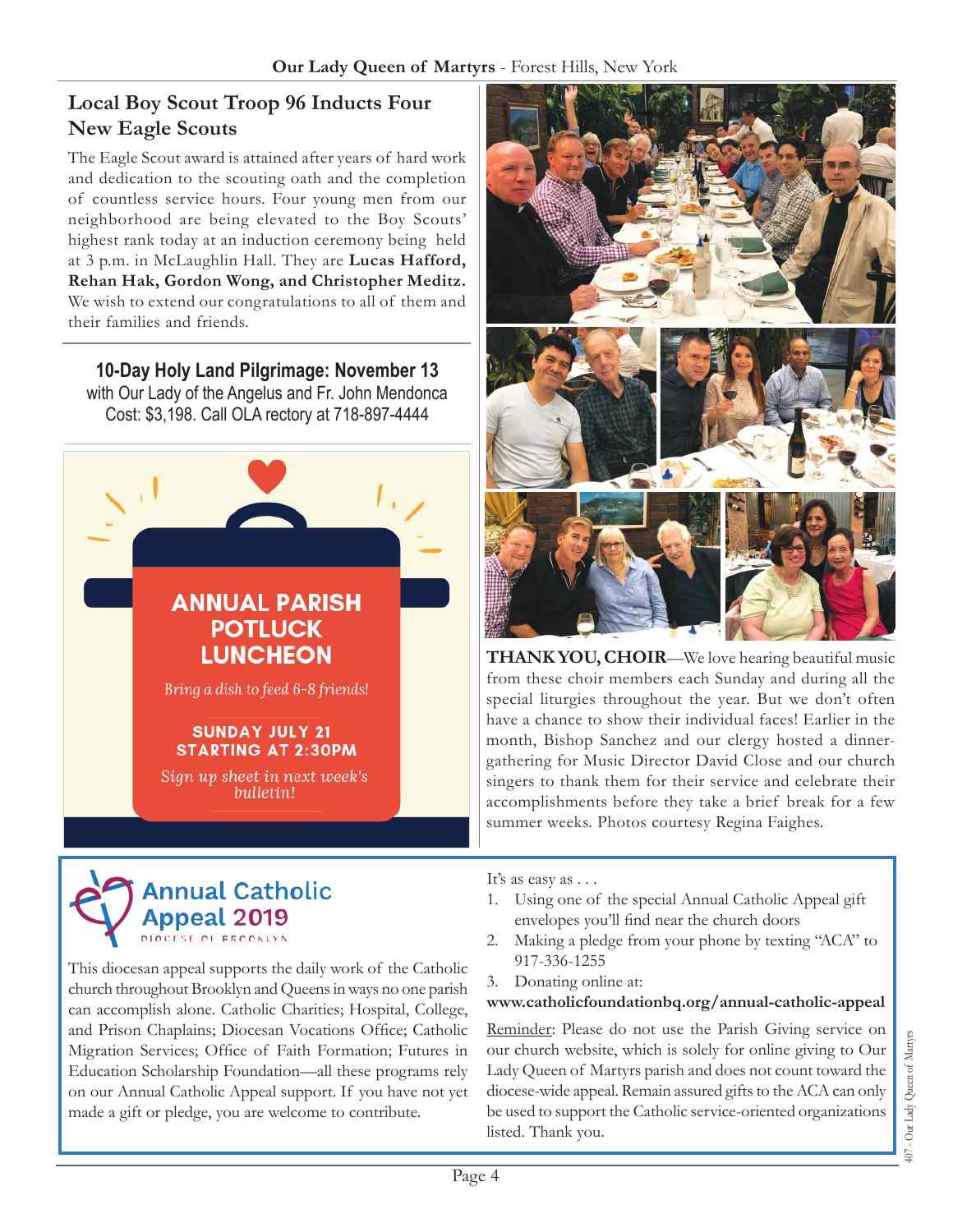## Local Boy Scout Troop 96 Inducts Four New Eagle Scouts

The Eagle Scout award is attained after years of hard work and dedication to the scouting oath and the completion of countless service hours. Four young men from our neighborhood are being elevated to the Boy Scouts' highest rank today at an induction ceremony being held at 3 p.m. in McLaughlin Hall. They are **Lucas Hafford, Rehan Hak, Gordon Wong, and Christopher Meditz.** We wish to extend our congratulations to all of them and their families and friends.

**10-Day Holy Land Pilgrimage: November 13**
with Our Lady of the Angelus and Fr. John Mendonca
Cost: $3,198. Call OLA rectory at 718-897-4444

**ANNUAL PARISH POTLUCK LUNCHEON**

*Bring a dish to feed 6-8 friends!*

**SUNDAY JULY 21**
**STARTING AT 2:30PM**

*Sign up sheet in next week's bulletin!*

**THANK YOU, CHOIR**—We love hearing beautiful music from these choir members each Sunday and during all the special liturgies throughout the year. But we don't often have a chance to show their individual faces! Earlier in the month, Bishop Sanchez and our clergy hosted a dinner-gathering for Music Director David Close and our church singers to thank them for their service and celebrate their accomplishments before they take a brief break for a few summer weeks. Photos courtesy Regina Faighes.

## Annual Catholic Appeal 2019

DIOCESE OF BROOKLYN

This diocesan appeal supports the daily work of the Catholic church throughout Brooklyn and Queens in ways no one parish can accomplish alone. Catholic Charities; Hospital, College, and Prison Chaplains; Diocesan Vocations Office; Catholic Migration Services; Office of Faith Formation; Futures in Education Scholarship Foundation—all these programs rely on our Annual Catholic Appeal support. If you have not yet made a gift or pledge, you are welcome to contribute.

It's as easy as . . .

1. Using one of the special Annual Catholic Appeal gift envelopes you'll find near the church doors
2. Making a pledge from your phone by texting "ACA" to 917-336-1255
3. Donating online at:

**www.catholicfoundationbq.org/annual-catholic-appeal**

Reminder: Please do not use the Parish Giving service on our church website, which is solely for online giving to Our Lady Queen of Martyrs parish and does not count toward the diocese-wide appeal. Remain assured gifts to the ACA can only be used to support the Catholic service-oriented organizations listed. Thank you.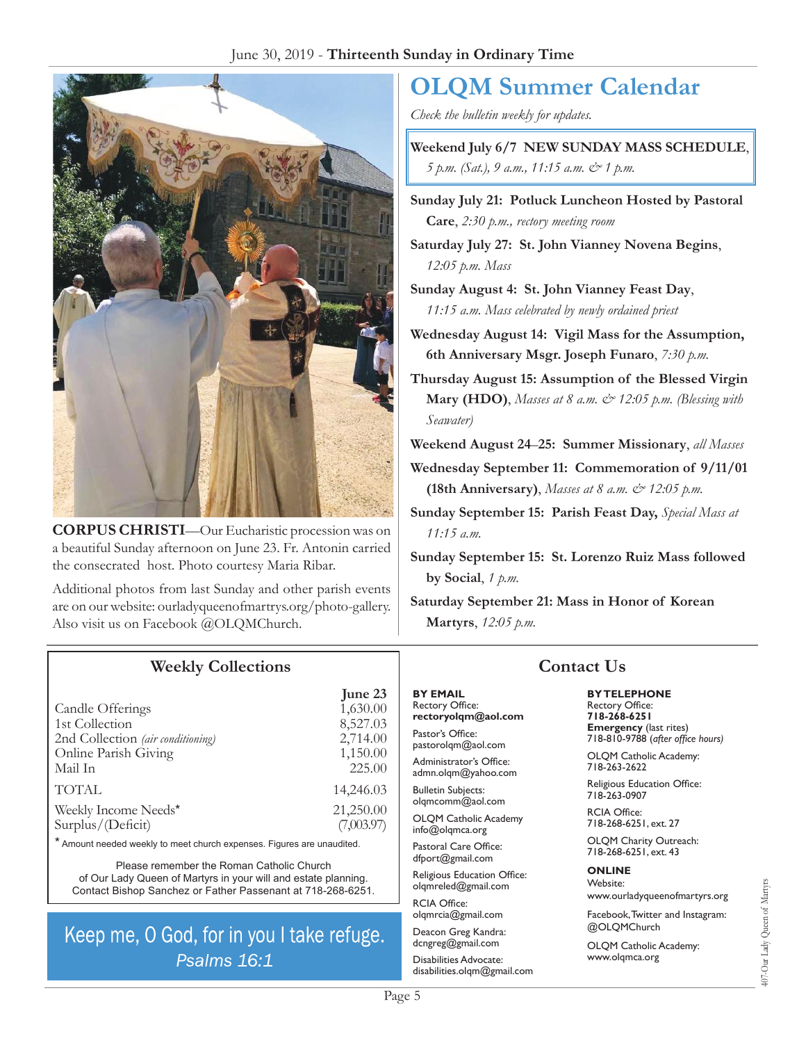June 30, 2019 - **Thirteenth Sunday in Ordinary Time**

**CORPUS CHRISTI**—Our Eucharistic procession was on a beautiful Sunday afternoon on June 23. Fr. Antonin carried the consecrated host. Photo courtesy Maria Ribar.

Additional photos from last Sunday and other parish events are on our website: ourladyqueenofmartrys.org/photo-gallery. Also visit us on Facebook @OLQMChurch.

# OLQM Summer Calendar

*Check the bulletin weekly for updates.*

**Weekend July 6/7 NEW SUNDAY MASS SCHEDULE**, *5 p.m. (Sat.), 9 a.m., 11:15 a.m. & 1 p.m.*

**Sunday July 21: Potluck Luncheon Hosted by Pastoral Care**, *2:30 p.m., rectory meeting room*

**Saturday July 27: St. John Vianney Novena Begins**, *12:05 p.m. Mass*

**Sunday August 4: St. John Vianney Feast Day**, *11:15 a.m. Mass celebrated by newly ordained priest*

**Wednesday August 14: Vigil Mass for the Assumption, 6th Anniversary Msgr. Joseph Funaro**, *7:30 p.m.*

**Thursday August 15: Assumption of the Blessed Virgin Mary (HDO)**, *Masses at 8 a.m. & 12:05 p.m. (Blessing with Seawater)*

**Weekend August 24–25: Summer Missionary**, *all Masses*

**Wednesday September 11: Commemoration of 9/11/01 (18th Anniversary)**, *Masses at 8 a.m. & 12:05 p.m.*

**Sunday September 15: Parish Feast Day,** *Special Mass at 11:15 a.m.*

**Sunday September 15: St. Lorenzo Ruiz Mass followed by Social**, *1 p.m.*

**Saturday September 21: Mass in Honor of Korean Martyrs**, *12:05 p.m.*

## Weekly Collections

| | June 23 |
|---|---|
| Candle Offerings | 1,630.00 |
| 1st Collection | 8,527.03 |
| 2nd Collection *(air conditioning)* | 2,714.00 |
| Online Parish Giving | 1,150.00 |
| Mail In | 225.00 |
| TOTAL | 14,246.03 |
| Weekly Income Needs* | 21,250.00 |
| Surplus/(Deficit) | (7,003.97) |

\* Amount needed weekly to meet church expenses. Figures are unaudited.

Please remember the Roman Catholic Church of Our Lady Queen of Martyrs in your will and estate planning. Contact Bishop Sanchez or Father Passenant at 718-268-6251.

Keep me, O God, for in you I take refuge.
*Psalms 16:1*

## Contact Us

**BY EMAIL**

Rectory Office:
**rectoryolqm@aol.com**

Pastor's Office:
pastorolqm@aol.com

Administrator's Office:
admn.olqm@yahoo.com

Bulletin Subjects:
olqmcomm@aol.com

OLQM Catholic Academy
info@olqmca.org

Pastoral Care Office:
dfport@gmail.com

Religious Education Office:
olqmreled@gmail.com

RCIA Office:
olqmrcia@gmail.com

Deacon Greg Kandra:
dcngreg@gmail.com

Disabilities Advocate:
disabilities.olqm@gmail.com

**BY TELEPHONE**

Rectory Office:
**718-268-6251**

**Emergency** (last rites)
718-810-9788 (*after office hours)*

OLQM Catholic Academy:
718-263-2622

Religious Education Office:
718-263-0907

RCIA Office:
718-268-6251, ext. 27

OLQM Charity Outreach:
718-268-6251, ext. 43

**ONLINE**

Website:
www.ourladyqueenofmartyrs.org

Facebook, Twitter and Instagram:
@OLQMChurch

OLQM Catholic Academy:
www.olqmca.org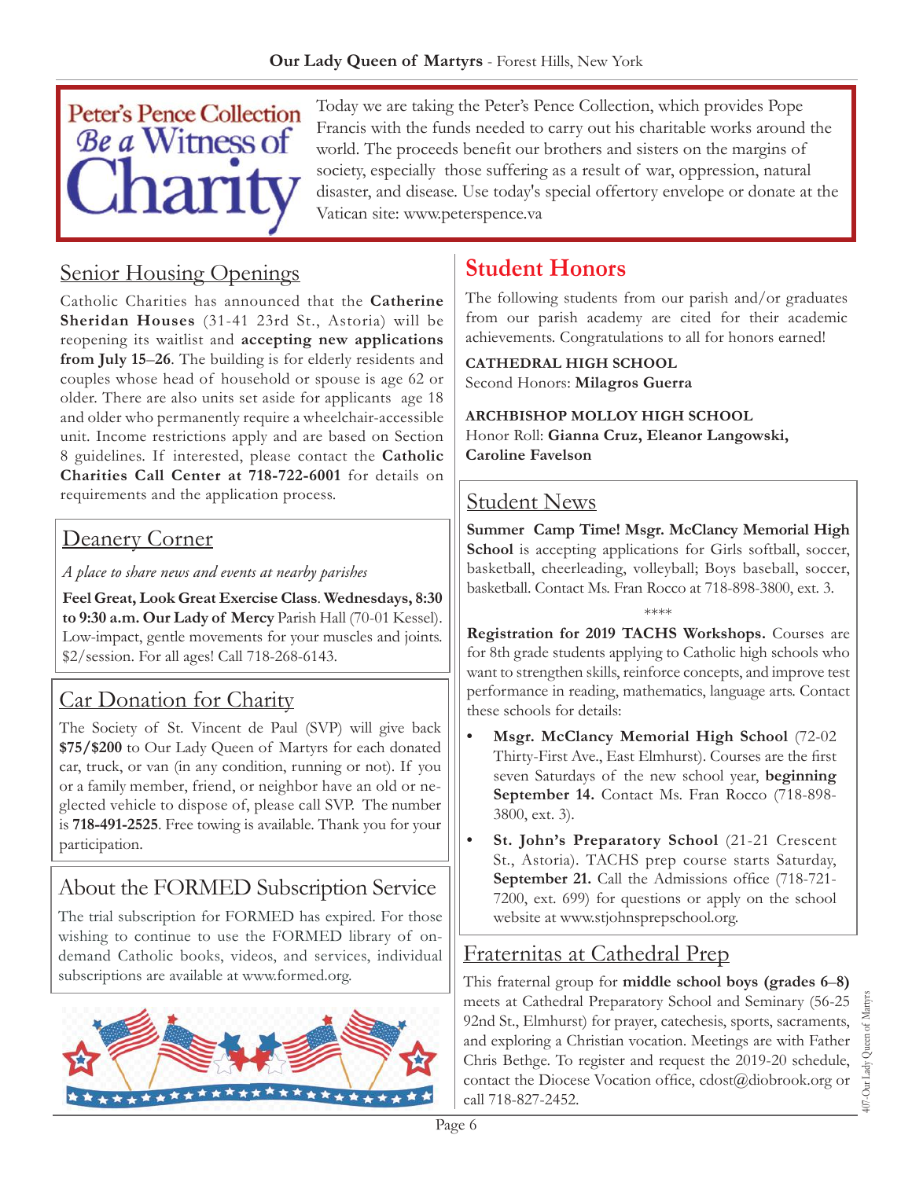## Peter's Pence Collection *Be a* Witness of Charity

Today we are taking the Peter's Pence Collection, which provides Pope Francis with the funds needed to carry out his charitable works around the world. The proceeds benefit our brothers and sisters on the margins of society, especially those suffering as a result of war, oppression, natural disaster, and disease. Use today's special offertory envelope or donate at the Vatican site: www.peterspence.va

## Senior Housing Openings

Catholic Charities has announced that the **Catherine Sheridan Houses** (31-41 23rd St., Astoria) will be reopening its waitlist and **accepting new applications from July 15–26**. The building is for elderly residents and couples whose head of household or spouse is age 62 or older. There are also units set aside for applicants age 18 and older who permanently require a wheelchair-accessible unit. Income restrictions apply and are based on Section 8 guidelines. If interested, please contact the **Catholic Charities Call Center at 718-722-6001** for details on requirements and the application process.

## Deanery Corner

*A place to share news and events at nearby parishes*

**Feel Great, Look Great Exercise Class**. **Wednesdays, 8:30 to 9:30 a.m. Our Lady of Mercy** Parish Hall (70-01 Kessel). Low-impact, gentle movements for your muscles and joints. $2/session. For all ages! Call 718-268-6143.

## Car Donation for Charity

The Society of St. Vincent de Paul (SVP) will give back **$75/$200** to Our Lady Queen of Martyrs for each donated car, truck, or van (in any condition, running or not). If you or a family member, friend, or neighbor have an old or neglected vehicle to dispose of, please call SVP. The number is **718-491-2525**. Free towing is available. Thank you for your participation.

## About the FORMED Subscription Service

The trial subscription for FORMED has expired. For those wishing to continue to use the FORMED library of on-demand Catholic books, videos, and services, individual subscriptions are available at www.formed.org.

## Student Honors

The following students from our parish and/or graduates from our parish academy are cited for their academic achievements. Congratulations to all for honors earned!

**CATHEDRAL HIGH SCHOOL**
Second Honors: **Milagros Guerra**

**ARCHBISHOP MOLLOY HIGH SCHOOL**
Honor Roll: **Gianna Cruz, Eleanor Langowski, Caroline Favelson**

## Student News

**Summer Camp Time! Msgr. McClancy Memorial High School** is accepting applications for Girls softball, soccer, basketball, cheerleading, volleyball; Boys baseball, soccer, basketball. Contact Ms. Fran Rocco at 718-898-3800, ext. 3.

\*\*\*\*

**Registration for 2019 TACHS Workshops.** Courses are for 8th grade students applying to Catholic high schools who want to strengthen skills, reinforce concepts, and improve test performance in reading, mathematics, language arts. Contact these schools for details:

- **Msgr. McClancy Memorial High School** (72-02 Thirty-First Ave., East Elmhurst). Courses are the first seven Saturdays of the new school year, **beginning September 14.** Contact Ms. Fran Rocco (718-898-3800, ext. 3).
- **St. John's Preparatory School** (21-21 Crescent St., Astoria). TACHS prep course starts Saturday, **September 21.** Call the Admissions office (718-721-7200, ext. 699) for questions or apply on the school website at www.stjohnsprepschool.org.

## Fraternitas at Cathedral Prep

This fraternal group for **middle school boys (grades 6–8)** meets at Cathedral Preparatory School and Seminary (56-25 92nd St., Elmhurst) for prayer, catechesis, sports, sacraments, and exploring a Christian vocation. Meetings are with Father Chris Bethge. To register and request the 2019-20 schedule, contact the Diocese Vocation office, cdost@diobrook.org or call 718-827-2452.